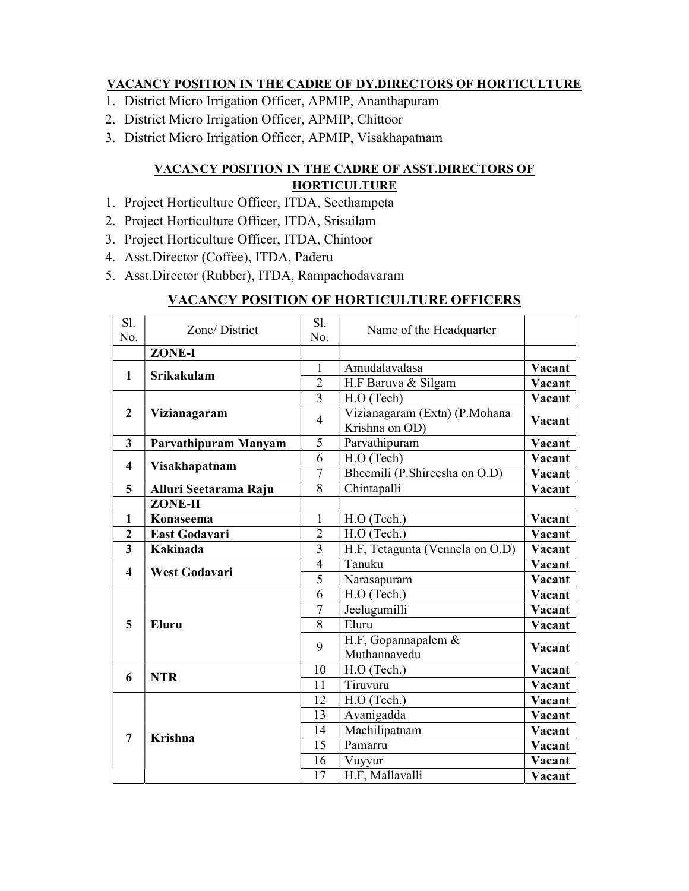### VACANCY POSITION IN THE CADRE OF DY.DIRECTORS OF HORTICULTURE

1. District Micro Irrigation Officer, APMIP, Ananthapuram
2. District Micro Irrigation Officer, APMIP, Chittoor
3. District Micro Irrigation Officer, APMIP, Visakhapatnam

### VACANCY POSITION IN THE CADRE OF ASST.DIRECTORS OF HORTICULTURE

1. Project Horticulture Officer, ITDA, Seethampeta
2. Project Horticulture Officer, ITDA, Srisailam
3. Project Horticulture Officer, ITDA, Chintoor
4. Asst.Director (Coffee), ITDA, Paderu
5. Asst.Director (Rubber), ITDA, Rampachodavaram

## VACANCY POSITION OF HORTICULTURE OFFICERS

| Sl. No. | Zone/ District | Sl. No. | Name of the Headquarter | |
|---|---|---|---|---|
| | **ZONE-I** | | | |
| **1** | **Srikakulam** | 1 | Amudalavalasa | **Vacant** |
| | | 2 | H.F Baruva & Silgam | **Vacant** |
| **2** | **Vizianagaram** | 3 | H.O (Tech) | **Vacant** |
| | | 4 | Vizianagaram (Extn) (P.Mohana Krishna on OD) | **Vacant** |
| **3** | **Parvathipuram Manyam** | 5 | Parvathipuram | **Vacant** |
| **4** | **Visakhapatnam** | 6 | H.O (Tech) | **Vacant** |
| | | 7 | Bheemili (P.Shireesha on O.D) | **Vacant** |
| **5** | **Alluri Seetarama Raju** | 8 | Chintapalli | **Vacant** |
| | **ZONE-II** | | | |
| **1** | **Konaseema** | 1 | H.O (Tech.) | **Vacant** |
| **2** | **East Godavari** | 2 | H.O (Tech.) | **Vacant** |
| **3** | **Kakinada** | 3 | H.F, Tetagunta (Vennela on O.D) | **Vacant** |
| **4** | **West Godavari** | 4 | Tanuku | **Vacant** |
| | | 5 | Narasapuram | **Vacant** |
| **5** | **Eluru** | 6 | H.O (Tech.) | **Vacant** |
| | | 7 | Jeelugumilli | **Vacant** |
| | | 8 | Eluru | **Vacant** |
| | | 9 | H.F, Gopannapalem & Muthannavedu | **Vacant** |
| **6** | **NTR** | 10 | H.O (Tech.) | **Vacant** |
| | | 11 | Tiruvuru | **Vacant** |
| **7** | **Krishna** | 12 | H.O (Tech.) | **Vacant** |
| | | 13 | Avanigadda | **Vacant** |
| | | 14 | Machilipatnam | **Vacant** |
| | | 15 | Pamarru | **Vacant** |
| | | 16 | Vuyyur | **Vacant** |
| | | 17 | H.F, Mallavalli | **Vacant** |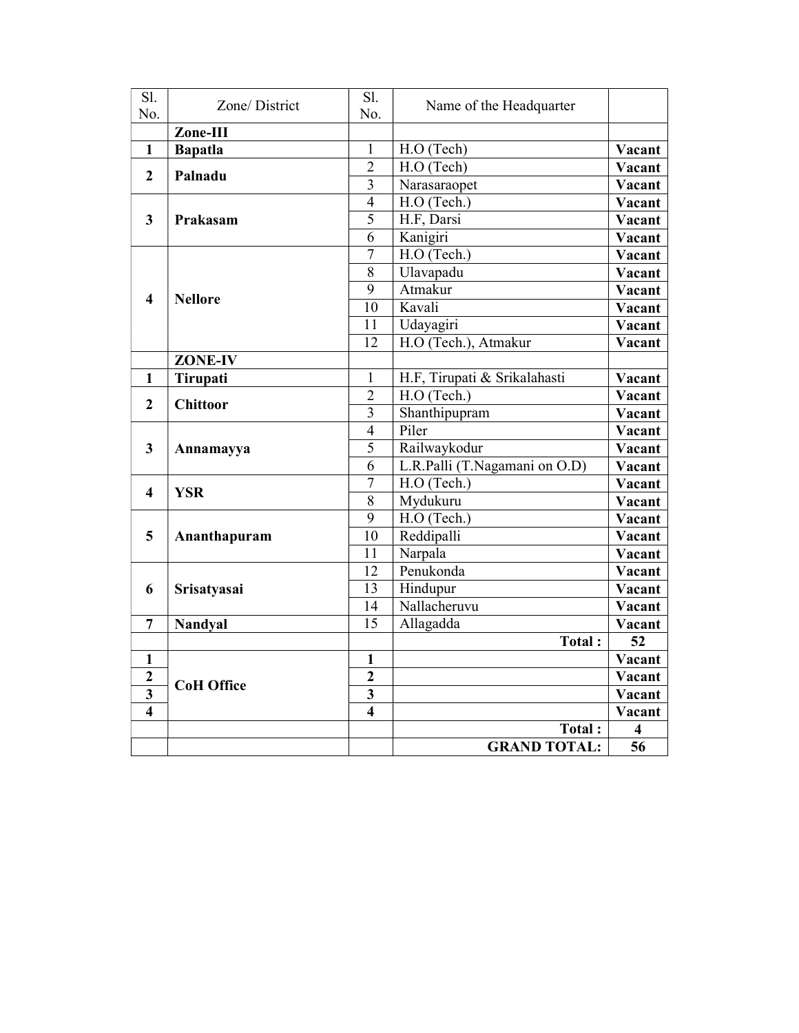| Sl. No. | Zone/ District | Sl. No. | Name of the Headquarter | |
|---|---|---|---|---|
| | **Zone-III** | | | |
| **1** | **Bapatla** | 1 | H.O (Tech) | **Vacant** |
| **2** | **Palnadu** | 2 | H.O (Tech) | **Vacant** |
| | | 3 | Narasaraopet | **Vacant** |
| **3** | **Prakasam** | 4 | H.O (Tech.) | **Vacant** |
| | | 5 | H.F, Darsi | **Vacant** |
| | | 6 | Kanigiri | **Vacant** |
| **4** | **Nellore** | 7 | H.O (Tech.) | **Vacant** |
| | | 8 | Ulavapadu | **Vacant** |
| | | 9 | Atmakur | **Vacant** |
| | | 10 | Kavali | **Vacant** |
| | | 11 | Udayagiri | **Vacant** |
| | | 12 | H.O (Tech.), Atmakur | **Vacant** |
| | **ZONE-IV** | | | |
| **1** | **Tirupati** | 1 | H.F, Tirupati & Srikalahasti | **Vacant** |
| **2** | **Chittoor** | 2 | H.O (Tech.) | **Vacant** |
| | | 3 | Shanthipupram | **Vacant** |
| **3** | **Annamayya** | 4 | Piler | **Vacant** |
| | | 5 | Railwaykodur | **Vacant** |
| | | 6 | L.R.Palli (T.Nagamani on O.D) | **Vacant** |
| **4** | **YSR** | 7 | H.O (Tech.) | **Vacant** |
| | | 8 | Mydukuru | **Vacant** |
| **5** | **Ananthapuram** | 9 | H.O (Tech.) | **Vacant** |
| | | 10 | Reddipalli | **Vacant** |
| | | 11 | Narpala | **Vacant** |
| **6** | **Srisatyasai** | 12 | Penukonda | **Vacant** |
| | | 13 | Hindupur | **Vacant** |
| | | 14 | Nallacheruvu | **Vacant** |
| **7** | **Nandyal** | 15 | Allagadda | **Vacant** |
| | | | **Total :** | **52** |
| **1** | **CoH Office** | **1** | | **Vacant** |
| **2** | | **2** | | **Vacant** |
| **3** | | **3** | | **Vacant** |
| **4** | | **4** | | **Vacant** |
| | | | **Total :** | **4** |
| | | | **GRAND TOTAL:** | **56** |